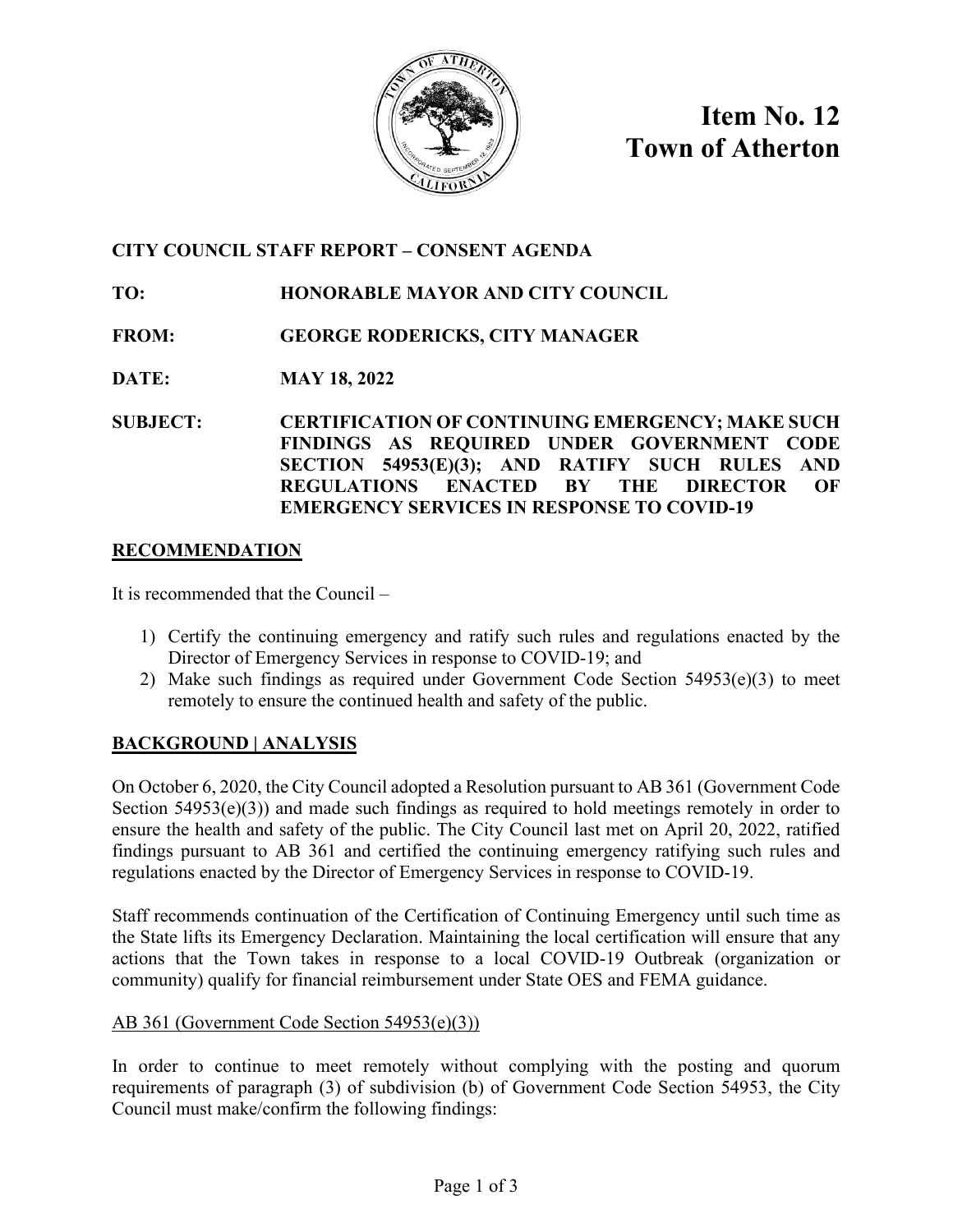# Item No. 12
# Town of Atherton

**CITY COUNCIL STAFF REPORT – CONSENT AGENDA**

**TO:** HONORABLE MAYOR AND CITY COUNCIL

**FROM:** GEORGE RODERICKS, CITY MANAGER

**DATE:** MAY 18, 2022

**SUBJECT:** CERTIFICATION OF CONTINUING EMERGENCY; MAKE SUCH FINDINGS AS REQUIRED UNDER GOVERNMENT CODE SECTION 54953(E)(3); AND RATIFY SUCH RULES AND REGULATIONS ENACTED BY THE DIRECTOR OF EMERGENCY SERVICES IN RESPONSE TO COVID-19

## RECOMMENDATION

It is recommended that the Council –

1) Certify the continuing emergency and ratify such rules and regulations enacted by the Director of Emergency Services in response to COVID-19; and
2) Make such findings as required under Government Code Section 54953(e)(3) to meet remotely to ensure the continued health and safety of the public.

## BACKGROUND | ANALYSIS

On October 6, 2020, the City Council adopted a Resolution pursuant to AB 361 (Government Code Section 54953(e)(3)) and made such findings as required to hold meetings remotely in order to ensure the health and safety of the public. The City Council last met on April 20, 2022, ratified findings pursuant to AB 361 and certified the continuing emergency ratifying such rules and regulations enacted by the Director of Emergency Services in response to COVID-19.

Staff recommends continuation of the Certification of Continuing Emergency until such time as the State lifts its Emergency Declaration. Maintaining the local certification will ensure that any actions that the Town takes in response to a local COVID-19 Outbreak (organization or community) qualify for financial reimbursement under State OES and FEMA guidance.

### AB 361 (Government Code Section 54953(e)(3))

In order to continue to meet remotely without complying with the posting and quorum requirements of paragraph (3) of subdivision (b) of Government Code Section 54953, the City Council must make/confirm the following findings: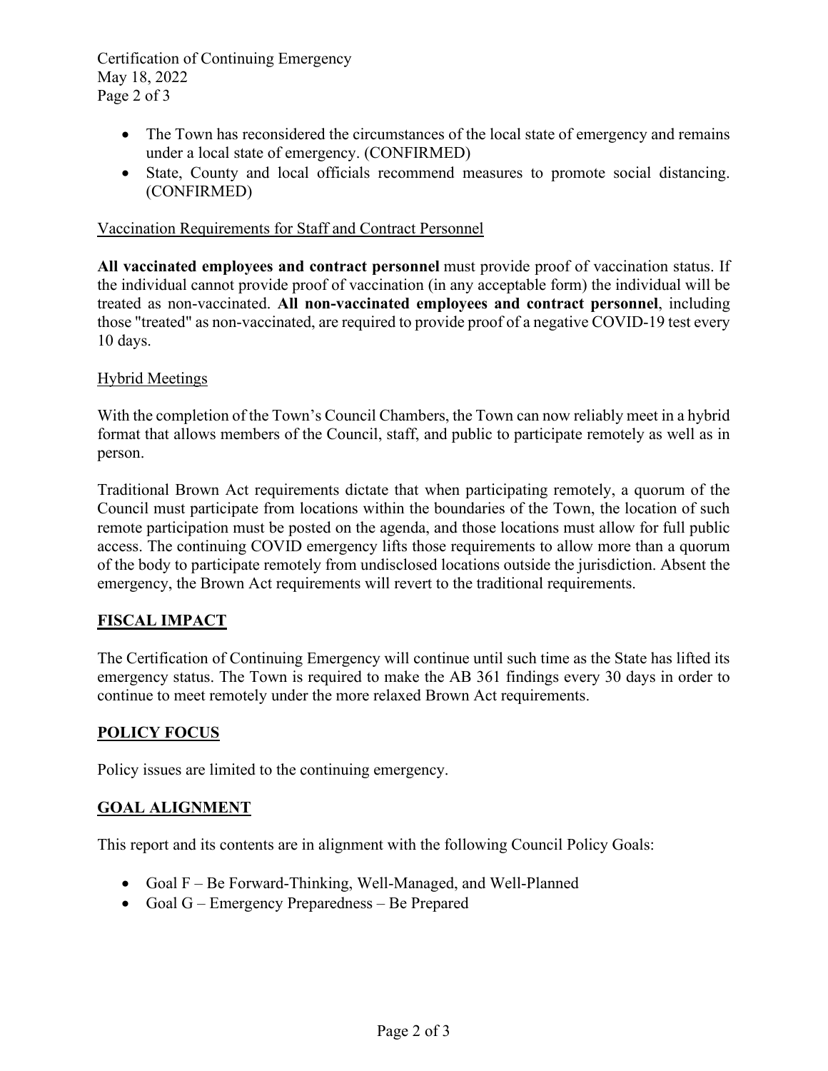- The Town has reconsidered the circumstances of the local state of emergency and remains under a local state of emergency. (CONFIRMED)
- State, County and local officials recommend measures to promote social distancing. (CONFIRMED)

Vaccination Requirements for Staff and Contract Personnel

**All vaccinated employees and contract personnel** must provide proof of vaccination status. If the individual cannot provide proof of vaccination (in any acceptable form) the individual will be treated as non-vaccinated. **All non-vaccinated employees and contract personnel**, including those "treated" as non-vaccinated, are required to provide proof of a negative COVID-19 test every 10 days.

Hybrid Meetings

With the completion of the Town's Council Chambers, the Town can now reliably meet in a hybrid format that allows members of the Council, staff, and public to participate remotely as well as in person.

Traditional Brown Act requirements dictate that when participating remotely, a quorum of the Council must participate from locations within the boundaries of the Town, the location of such remote participation must be posted on the agenda, and those locations must allow for full public access. The continuing COVID emergency lifts those requirements to allow more than a quorum of the body to participate remotely from undisclosed locations outside the jurisdiction. Absent the emergency, the Brown Act requirements will revert to the traditional requirements.

## FISCAL IMPACT

The Certification of Continuing Emergency will continue until such time as the State has lifted its emergency status. The Town is required to make the AB 361 findings every 30 days in order to continue to meet remotely under the more relaxed Brown Act requirements.

## POLICY FOCUS

Policy issues are limited to the continuing emergency.

## GOAL ALIGNMENT

This report and its contents are in alignment with the following Council Policy Goals:

- Goal F – Be Forward-Thinking, Well-Managed, and Well-Planned
- Goal G – Emergency Preparedness – Be Prepared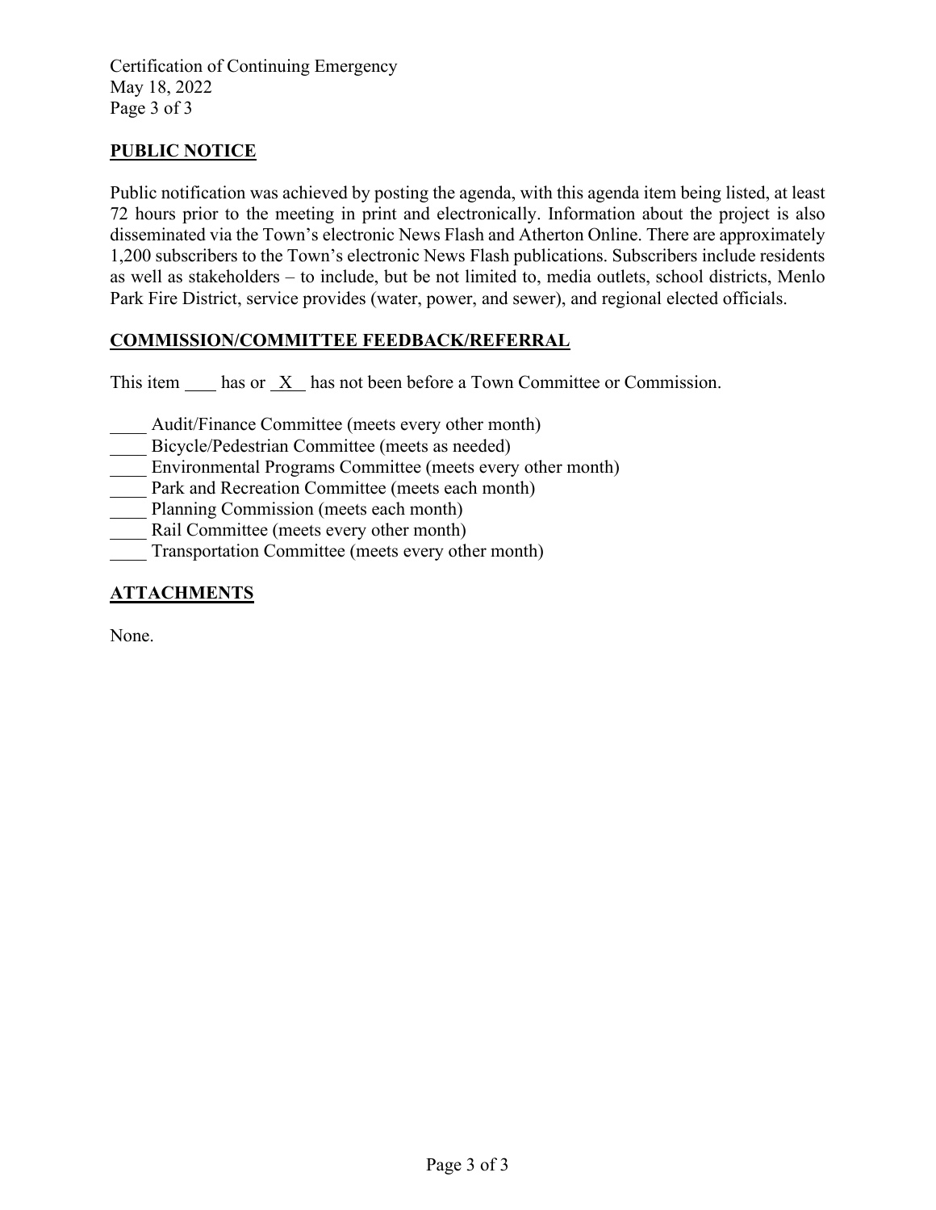## PUBLIC NOTICE

Public notification was achieved by posting the agenda, with this agenda item being listed, at least 72 hours prior to the meeting in print and electronically. Information about the project is also disseminated via the Town's electronic News Flash and Atherton Online. There are approximately 1,200 subscribers to the Town's electronic News Flash publications. Subscribers include residents as well as stakeholders – to include, but be not limited to, media outlets, school districts, Menlo Park Fire District, service provides (water, power, and sewer), and regional elected officials.

## COMMISSION/COMMITTEE FEEDBACK/REFERRAL

This item \_\_\_\_ has or \_X\_ has not been before a Town Committee or Commission.

\_\_\_\_ Audit/Finance Committee (meets every other month)
\_\_\_\_ Bicycle/Pedestrian Committee (meets as needed)
\_\_\_\_ Environmental Programs Committee (meets every other month)
\_\_\_\_ Park and Recreation Committee (meets each month)
\_\_\_\_ Planning Commission (meets each month)
\_\_\_\_ Rail Committee (meets every other month)
\_\_\_\_ Transportation Committee (meets every other month)

## ATTACHMENTS

None.